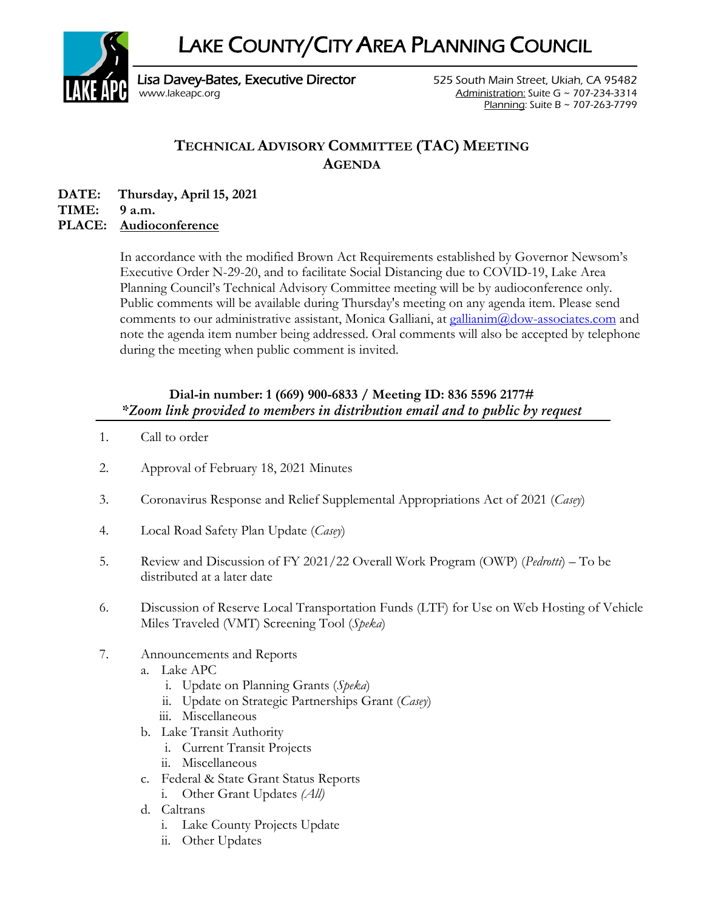# LAKE COUNTY/CITY AREA PLANNING COUNCIL

Lisa Davey-Bates, Executive Director
www.lakeapc.org

525 South Main Street, Ukiah, CA 95482
Administration: Suite G ~ 707-234-3314
Planning: Suite B ~ 707-263-7799

## TECHNICAL ADVISORY COMMITTEE (TAC) MEETING AGENDA

**DATE:** **Thursday, April 15, 2021**
**TIME:** **9 a.m.**
**PLACE:** **Audioconference**

In accordance with the modified Brown Act Requirements established by Governor Newsom's Executive Order N-29-20, and to facilitate Social Distancing due to COVID-19, Lake Area Planning Council's Technical Advisory Committee meeting will be by audioconference only. Public comments will be available during Thursday's meeting on any agenda item. Please send comments to our administrative assistant, Monica Galliani, at gallianim@dow-associates.com and note the agenda item number being addressed. Oral comments will also be accepted by telephone during the meeting when public comment is invited.

**Dial-in number: 1 (669) 900-6833 / Meeting ID: 836 5596 2177#**
***Zoom link provided to members in distribution email and to public by request***

1. Call to order
2. Approval of February 18, 2021 Minutes
3. Coronavirus Response and Relief Supplemental Appropriations Act of 2021 (*Casey*)
4. Local Road Safety Plan Update (*Casey*)
5. Review and Discussion of FY 2021/22 Overall Work Program (OWP) (*Pedrotti*) – To be distributed at a later date
6. Discussion of Reserve Local Transportation Funds (LTF) for Use on Web Hosting of Vehicle Miles Traveled (VMT) Screening Tool (*Speka*)
7. Announcements and Reports
   a. Lake APC
      i. Update on Planning Grants (*Speka*)
      ii. Update on Strategic Partnerships Grant (*Casey*)
      iii. Miscellaneous
   b. Lake Transit Authority
      i. Current Transit Projects
      ii. Miscellaneous
   c. Federal & State Grant Status Reports
      i. Other Grant Updates *(All)*
   d. Caltrans
      i. Lake County Projects Update
      ii. Other Updates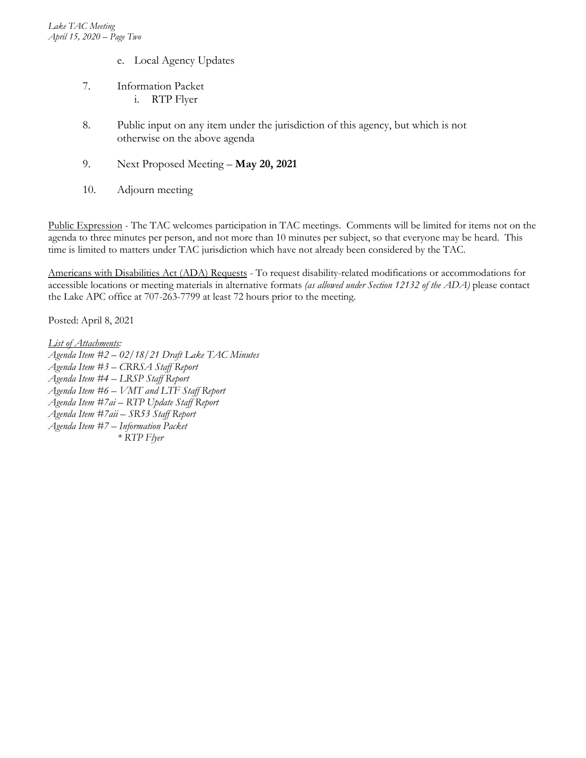e. Local Agency Updates

7. Information Packet
   i. RTP Flyer

8. Public input on any item under the jurisdiction of this agency, but which is not otherwise on the above agenda

9. Next Proposed Meeting – **May 20, 2021**

10. Adjourn meeting

Public Expression - The TAC welcomes participation in TAC meetings. Comments will be limited for items not on the agenda to three minutes per person, and not more than 10 minutes per subject, so that everyone may be heard. This time is limited to matters under TAC jurisdiction which have not already been considered by the TAC.

Americans with Disabilities Act (ADA) Requests - To request disability-related modifications or accommodations for accessible locations or meeting materials in alternative formats *(as allowed under Section 12132 of the ADA)* please contact the Lake APC office at 707-263-7799 at least 72 hours prior to the meeting.

Posted: April 8, 2021

*List of Attachments:*
*Agenda Item #2 – 02/18/21 Draft Lake TAC Minutes*
*Agenda Item #3 – CRRSA Staff Report*
*Agenda Item #4 – LRSP Staff Report*
*Agenda Item #6 – VMT and LTF Staff Report*
*Agenda Item #7ai – RTP Update Staff Report*
*Agenda Item #7aii – SR53 Staff Report*
*Agenda Item #7 – Information Packet*
*\* RTP Flyer*